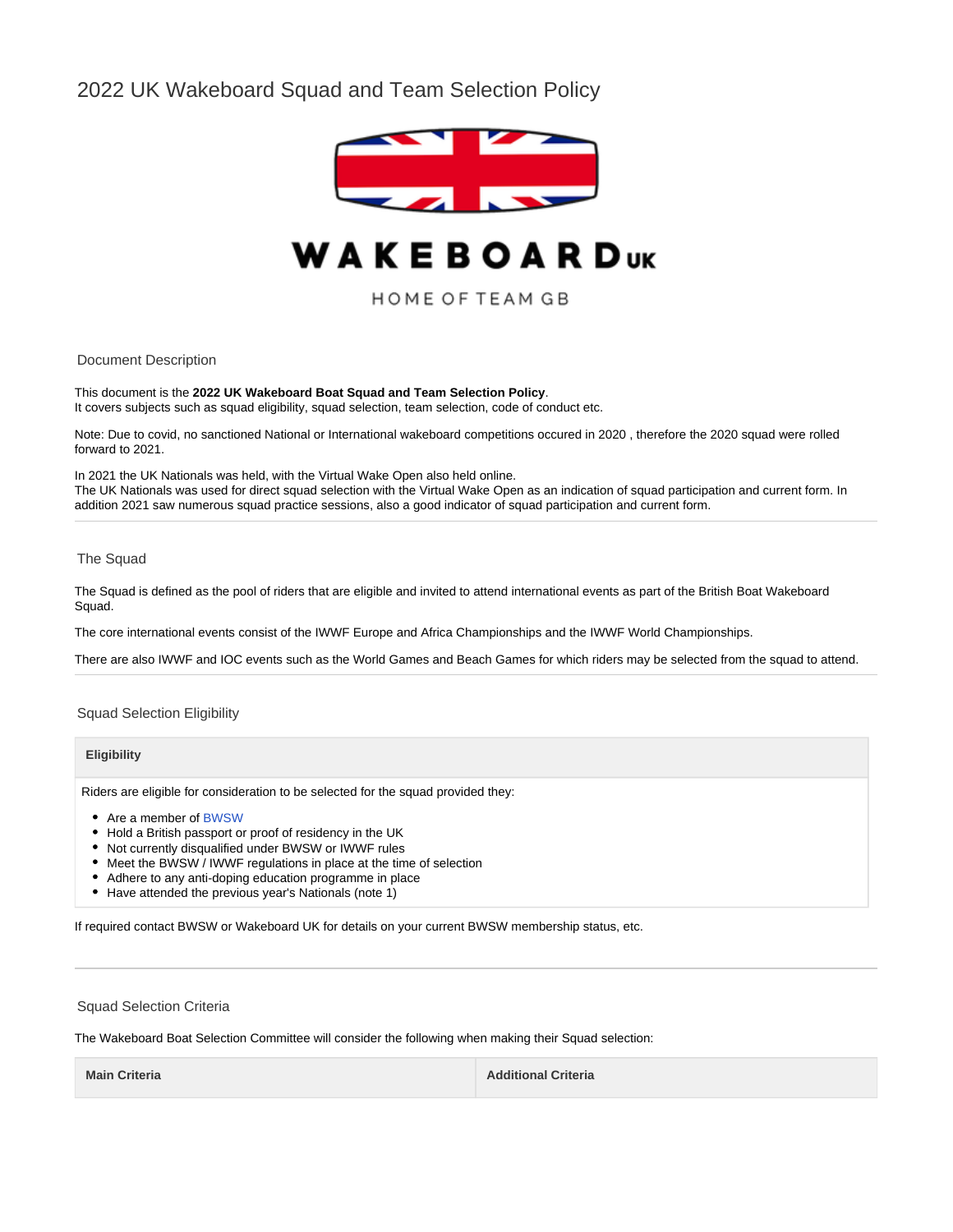# 2022 UK Wakeboard Squad and Team Selection Policy

WAKEBOARD UK

HOME OF TEAM GB

## Document Description

This document is the **2022 UK Wakeboard Boat Squad and Team Selection Policy**.
It covers subjects such as squad eligibility, squad selection, team selection, code of conduct etc.

Note: Due to covid, no sanctioned National or International wakeboard competitions occured in 2020 , therefore the 2020 squad were rolled forward to 2021.

In 2021 the UK Nationals was held, with the Virtual Wake Open also held online.
The UK Nationals was used for direct squad selection with the Virtual Wake Open as an indication of squad participation and current form. In addition 2021 saw numerous squad practice sessions, also a good indicator of squad participation and current form.

---

## The Squad

The Squad is defined as the pool of riders that are eligible and invited to attend international events as part of the British Boat Wakeboard Squad.

The core international events consist of the IWWF Europe and Africa Championships and the IWWF World Championships.

There are also IWWF and IOC events such as the World Games and Beach Games for which riders may be selected from the squad to attend.

---

## Squad Selection Eligibility

**Eligibility**

Riders are eligible for consideration to be selected for the squad provided they:

- Are a member of BWSW
- Hold a British passport or proof of residency in the UK
- Not currently disqualified under BWSW or IWWF rules
- Meet the BWSW / IWWF regulations in place at the time of selection
- Adhere to any anti-doping education programme in place
- Have attended the previous year's Nationals (note 1)

If required contact BWSW or Wakeboard UK for details on your current BWSW membership status, etc.

---

## Squad Selection Criteria

The Wakeboard Boat Selection Committee will consider the following when making their Squad selection:

| Main Criteria | Additional Criteria |
| --- | --- |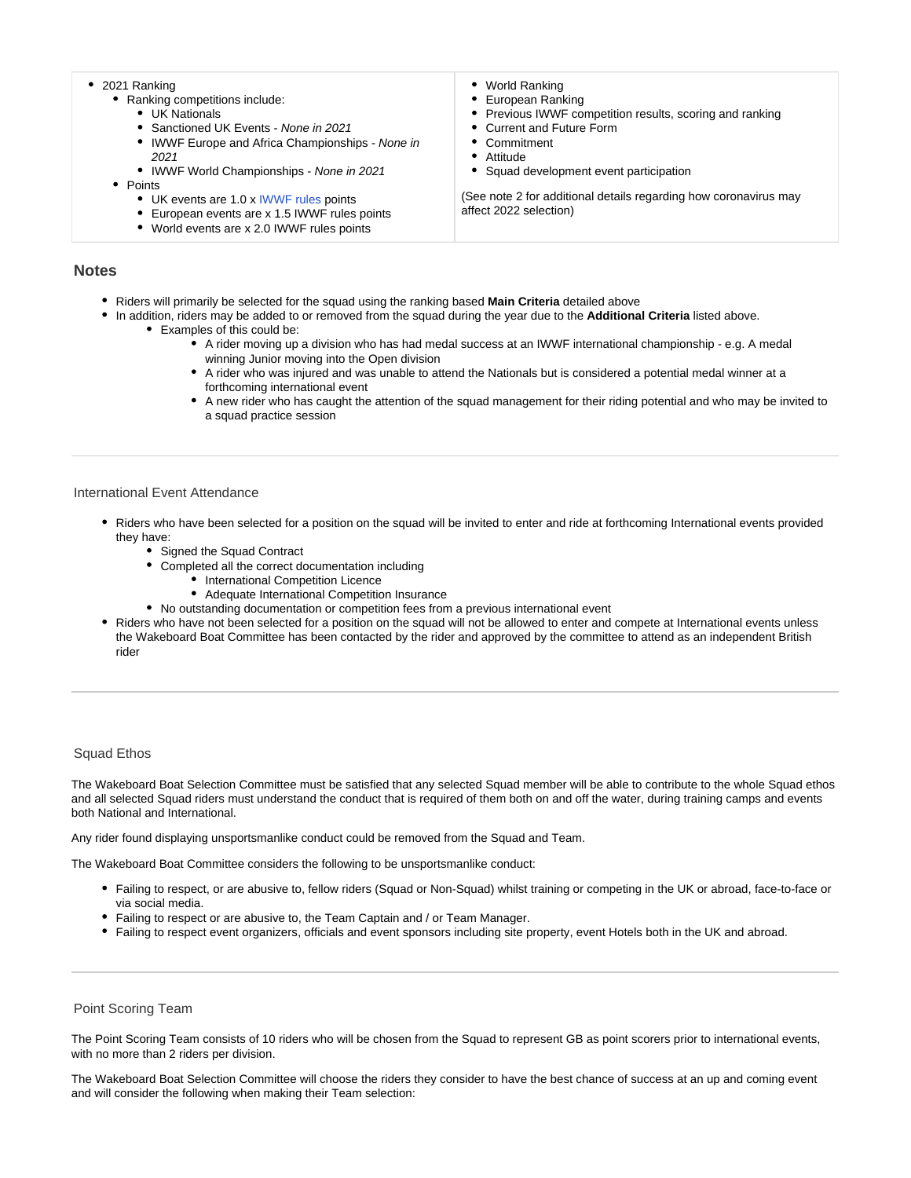| | |
|---|---|
| <ul><li>2021 Ranking<ul><li>Ranking competitions include:<ul><li>UK Nationals</li><li>Sanctioned UK Events - *None in 2021*</li><li>IWWF Europe and Africa Championships - *None in 2021*</li><li>IWWF World Championships - *None in 2021*</li></ul></li><li>Points<ul><li>UK events are 1.0 x IWWF rules points</li><li>European events are x 1.5 IWWF rules points</li><li>World events are x 2.0 IWWF rules points</li></ul></li></ul></li></ul> | <ul><li>World Ranking</li><li>European Ranking</li><li>Previous IWWF competition results, scoring and ranking</li><li>Current and Future Form</li><li>Commitment</li><li>Attitude</li><li>Squad development event participation</li></ul>(See note 2 for additional details regarding how coronavirus may affect 2022 selection) |

## Notes

- Riders will primarily be selected for the squad using the ranking based **Main Criteria** detailed above
- In addition, riders may be added to or removed from the squad during the year due to the **Additional Criteria** listed above.
  - Examples of this could be:
    - A rider moving up a division who has had medal success at an IWWF international championship - e.g. A medal winning Junior moving into the Open division
    - A rider who was injured and was unable to attend the Nationals but is considered a potential medal winner at a forthcoming international event
    - A new rider who has caught the attention of the squad management for their riding potential and who may be invited to a squad practice session

---

### International Event Attendance

- Riders who have been selected for a position on the squad will be invited to enter and ride at forthcoming International events provided they have:
  - Signed the Squad Contract
  - Completed all the correct documentation including
    - International Competition Licence
    - Adequate International Competition Insurance
  - No outstanding documentation or competition fees from a previous international event
- Riders who have not been selected for a position on the squad will not be allowed to enter and compete at International events unless the Wakeboard Boat Committee has been contacted by the rider and approved by the committee to attend as an independent British rider

---

### Squad Ethos

The Wakeboard Boat Selection Committee must be satisfied that any selected Squad member will be able to contribute to the whole Squad ethos and all selected Squad riders must understand the conduct that is required of them both on and off the water, during training camps and events both National and International.

Any rider found displaying unsportsmanlike conduct could be removed from the Squad and Team.

The Wakeboard Boat Committee considers the following to be unsportsmanlike conduct:

- Failing to respect, or are abusive to, fellow riders (Squad or Non-Squad) whilst training or competing in the UK or abroad, face-to-face or via social media.
- Failing to respect or are abusive to, the Team Captain and / or Team Manager.
- Failing to respect event organizers, officials and event sponsors including site property, event Hotels both in the UK and abroad.

---

### Point Scoring Team

The Point Scoring Team consists of 10 riders who will be chosen from the Squad to represent GB as point scorers prior to international events, with no more than 2 riders per division.

The Wakeboard Boat Selection Committee will choose the riders they consider to have the best chance of success at an up and coming event and will consider the following when making their Team selection: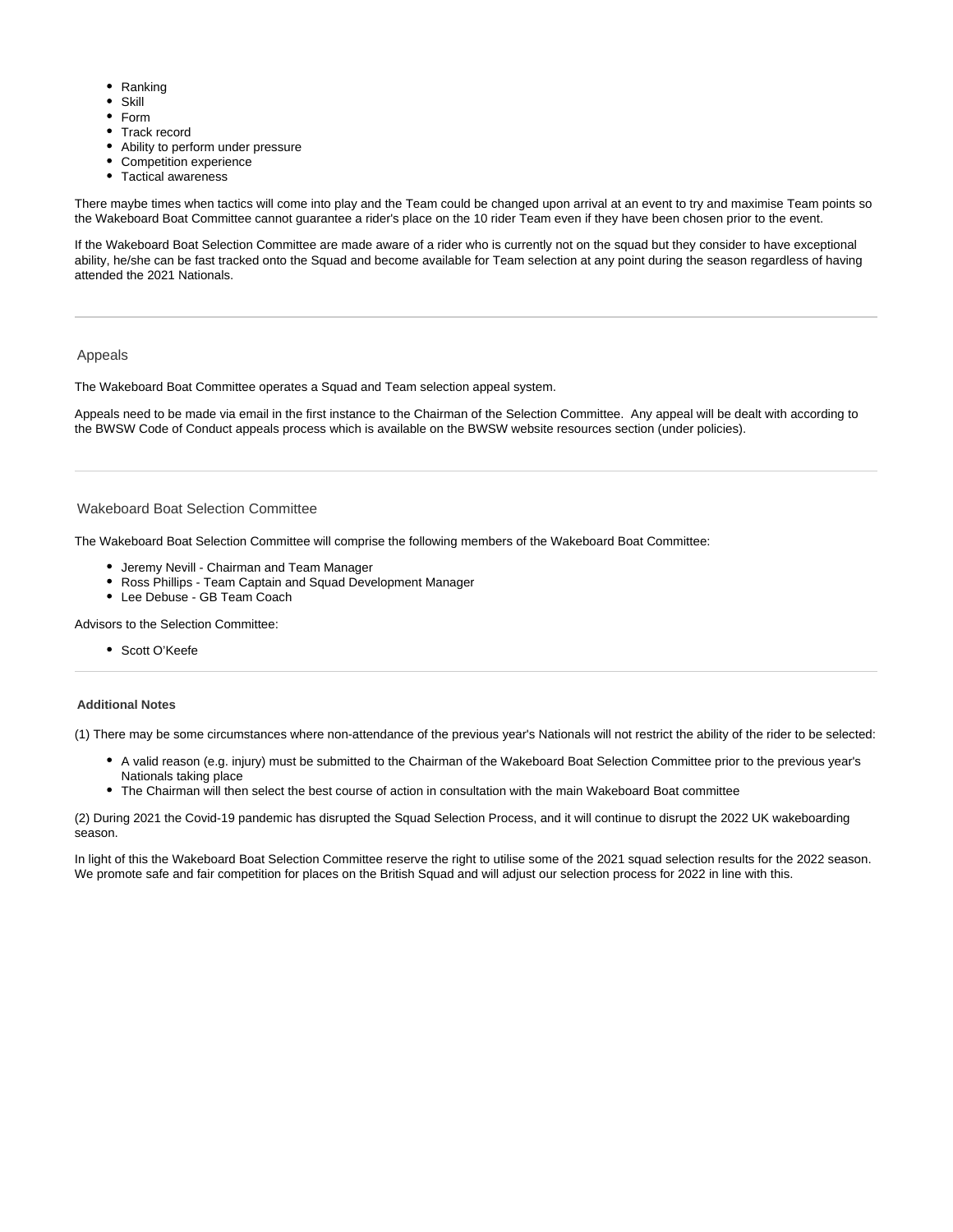- Ranking
- Skill
- Form
- Track record
- Ability to perform under pressure
- Competition experience
- Tactical awareness

There maybe times when tactics will come into play and the Team could be changed upon arrival at an event to try and maximise Team points so the Wakeboard Boat Committee cannot guarantee a rider's place on the 10 rider Team even if they have been chosen prior to the event.

If the Wakeboard Boat Selection Committee are made aware of a rider who is currently not on the squad but they consider to have exceptional ability, he/she can be fast tracked onto the Squad and become available for Team selection at any point during the season regardless of having attended the 2021 Nationals.

---

## Appeals

The Wakeboard Boat Committee operates a Squad and Team selection appeal system.

Appeals need to be made via email in the first instance to the Chairman of the Selection Committee. Any appeal will be dealt with according to the BWSW Code of Conduct appeals process which is available on the BWSW website resources section (under policies).

---

## Wakeboard Boat Selection Committee

The Wakeboard Boat Selection Committee will comprise the following members of the Wakeboard Boat Committee:

- Jeremy Nevill - Chairman and Team Manager
- Ross Phillips - Team Captain and Squad Development Manager
- Lee Debuse - GB Team Coach

Advisors to the Selection Committee:

- Scott O'Keefe

---

**Additional Notes**

(1) There may be some circumstances where non-attendance of the previous year's Nationals will not restrict the ability of the rider to be selected:

- A valid reason (e.g. injury) must be submitted to the Chairman of the Wakeboard Boat Selection Committee prior to the previous year's Nationals taking place
- The Chairman will then select the best course of action in consultation with the main Wakeboard Boat committee

(2) During 2021 the Covid-19 pandemic has disrupted the Squad Selection Process, and it will continue to disrupt the 2022 UK wakeboarding season.

In light of this the Wakeboard Boat Selection Committee reserve the right to utilise some of the 2021 squad selection results for the 2022 season. We promote safe and fair competition for places on the British Squad and will adjust our selection process for 2022 in line with this.